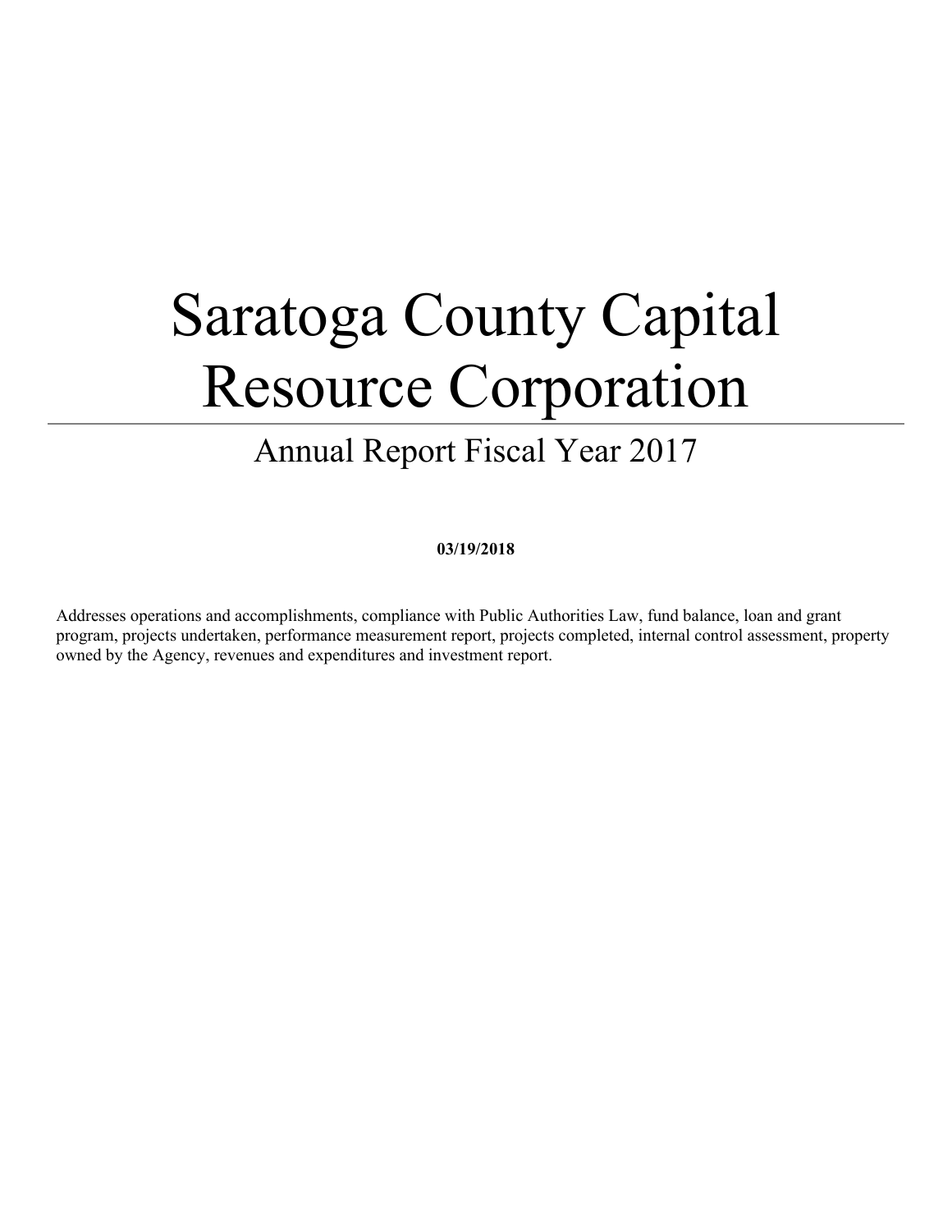# Saratoga County Capital Resource Corporation

## Annual Report Fiscal Year 2017

**03/19/2018**

Addresses operations and accomplishments, compliance with Public Authorities Law, fund balance, loan and grant program, projects undertaken, performance measurement report, projects completed, internal control assessment, property owned by the Agency, revenues and expenditures and investment report.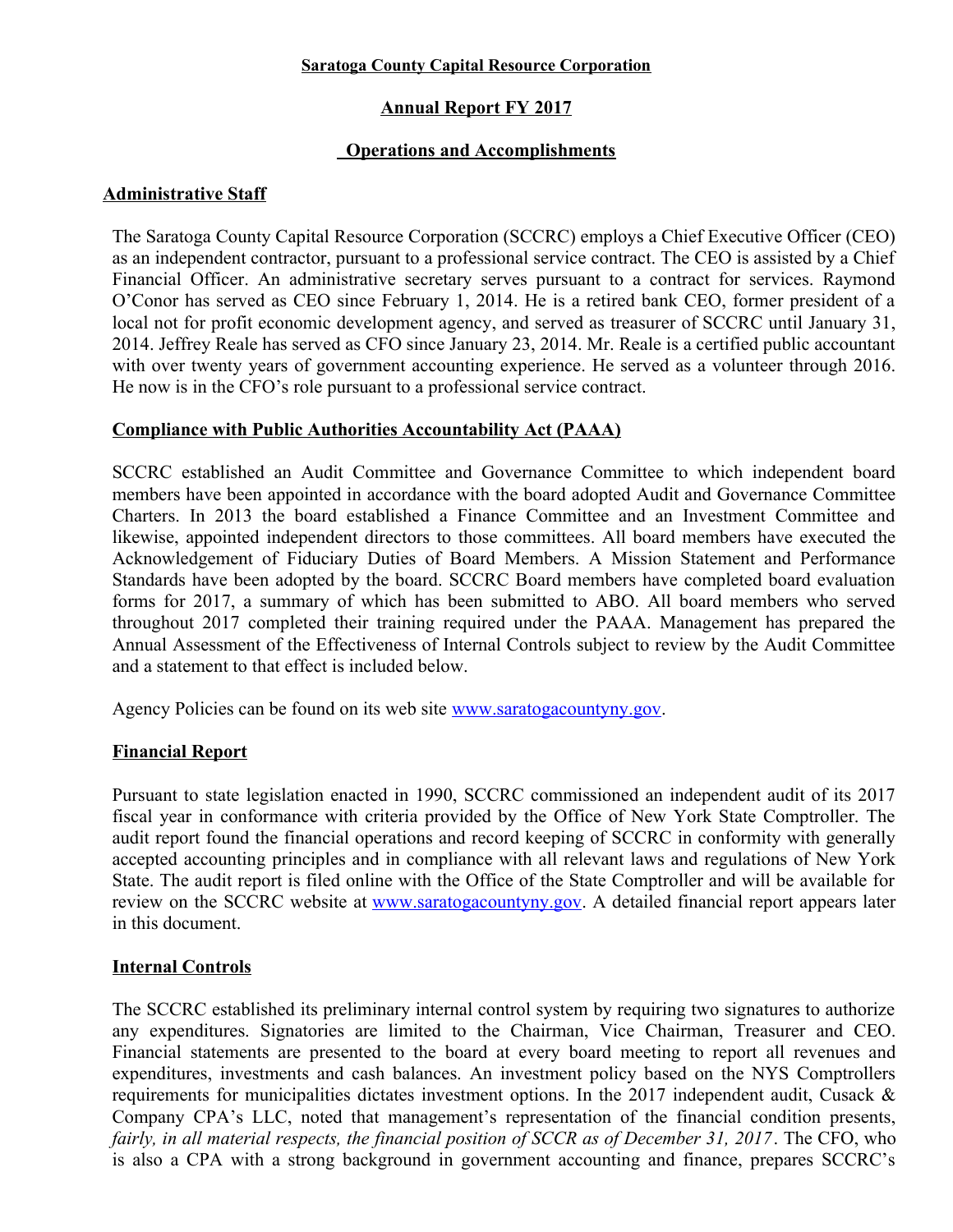**Saratoga County Capital Resource Corporation**

**Annual Report FY 2017**

**Operations and Accomplishments**

## Administrative Staff

The Saratoga County Capital Resource Corporation (SCCRC) employs a Chief Executive Officer (CEO) as an independent contractor, pursuant to a professional service contract. The CEO is assisted by a Chief Financial Officer. An administrative secretary serves pursuant to a contract for services. Raymond O'Conor has served as CEO since February 1, 2014. He is a retired bank CEO, former president of a local not for profit economic development agency, and served as treasurer of SCCRC until January 31, 2014. Jeffrey Reale has served as CFO since January 23, 2014. Mr. Reale is a certified public accountant with over twenty years of government accounting experience. He served as a volunteer through 2016. He now is in the CFO's role pursuant to a professional service contract.

## Compliance with Public Authorities Accountability Act (PAAA)

SCCRC established an Audit Committee and Governance Committee to which independent board members have been appointed in accordance with the board adopted Audit and Governance Committee Charters. In 2013 the board established a Finance Committee and an Investment Committee and likewise, appointed independent directors to those committees. All board members have executed the Acknowledgement of Fiduciary Duties of Board Members. A Mission Statement and Performance Standards have been adopted by the board. SCCRC Board members have completed board evaluation forms for 2017, a summary of which has been submitted to ABO. All board members who served throughout 2017 completed their training required under the PAAA. Management has prepared the Annual Assessment of the Effectiveness of Internal Controls subject to review by the Audit Committee and a statement to that effect is included below.

Agency Policies can be found on its web site [www.saratogacountyny.gov](www.saratogacountyny.gov).

## Financial Report

Pursuant to state legislation enacted in 1990, SCCRC commissioned an independent audit of its 2017 fiscal year in conformance with criteria provided by the Office of New York State Comptroller. The audit report found the financial operations and record keeping of SCCRC in conformity with generally accepted accounting principles and in compliance with all relevant laws and regulations of New York State. The audit report is filed online with the Office of the State Comptroller and will be available for review on the SCCRC website at [www.saratogacountyny.gov](www.saratogacountyny.gov). A detailed financial report appears later in this document.

## Internal Controls

The SCCRC established its preliminary internal control system by requiring two signatures to authorize any expenditures. Signatories are limited to the Chairman, Vice Chairman, Treasurer and CEO. Financial statements are presented to the board at every board meeting to report all revenues and expenditures, investments and cash balances. An investment policy based on the NYS Comptrollers requirements for municipalities dictates investment options. In the 2017 independent audit, Cusack & Company CPA's LLC, noted that management's representation of the financial condition presents, *fairly, in all material respects, the financial position of SCCR as of December 31, 2017*. The CFO, who is also a CPA with a strong background in government accounting and finance, prepares SCCRC's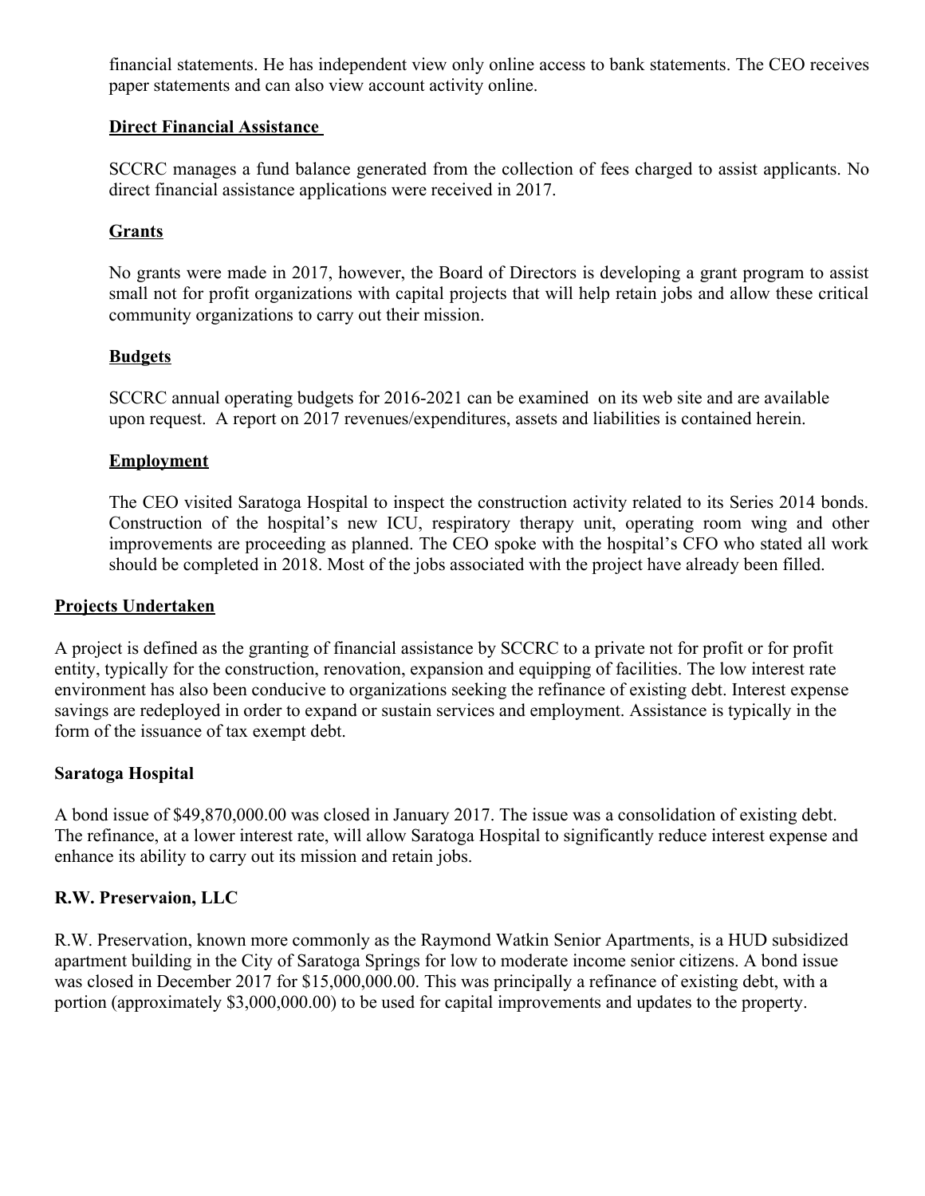financial statements. He has independent view only online access to bank statements. The CEO receives paper statements and can also view account activity online.

**Direct Financial Assistance**

SCCRC manages a fund balance generated from the collection of fees charged to assist applicants. No direct financial assistance applications were received in 2017.

**Grants**

No grants were made in 2017, however, the Board of Directors is developing a grant program to assist small not for profit organizations with capital projects that will help retain jobs and allow these critical community organizations to carry out their mission.

**Budgets**

SCCRC annual operating budgets for 2016-2021 can be examined on its web site and are available upon request. A report on 2017 revenues/expenditures, assets and liabilities is contained herein.

**Employment**

The CEO visited Saratoga Hospital to inspect the construction activity related to its Series 2014 bonds. Construction of the hospital's new ICU, respiratory therapy unit, operating room wing and other improvements are proceeding as planned. The CEO spoke with the hospital's CFO who stated all work should be completed in 2018. Most of the jobs associated with the project have already been filled.

## Projects Undertaken

A project is defined as the granting of financial assistance by SCCRC to a private not for profit or for profit entity, typically for the construction, renovation, expansion and equipping of facilities. The low interest rate environment has also been conducive to organizations seeking the refinance of existing debt. Interest expense savings are redeployed in order to expand or sustain services and employment. Assistance is typically in the form of the issuance of tax exempt debt.

### Saratoga Hospital

A bond issue of $49,870,000.00 was closed in January 2017. The issue was a consolidation of existing debt. The refinance, at a lower interest rate, will allow Saratoga Hospital to significantly reduce interest expense and enhance its ability to carry out its mission and retain jobs.

### R.W. Preservaion, LLC

R.W. Preservation, known more commonly as the Raymond Watkin Senior Apartments, is a HUD subsidized apartment building in the City of Saratoga Springs for low to moderate income senior citizens. A bond issue was closed in December 2017 for $15,000,000.00. This was principally a refinance of existing debt, with a portion (approximately $3,000,000.00) to be used for capital improvements and updates to the property.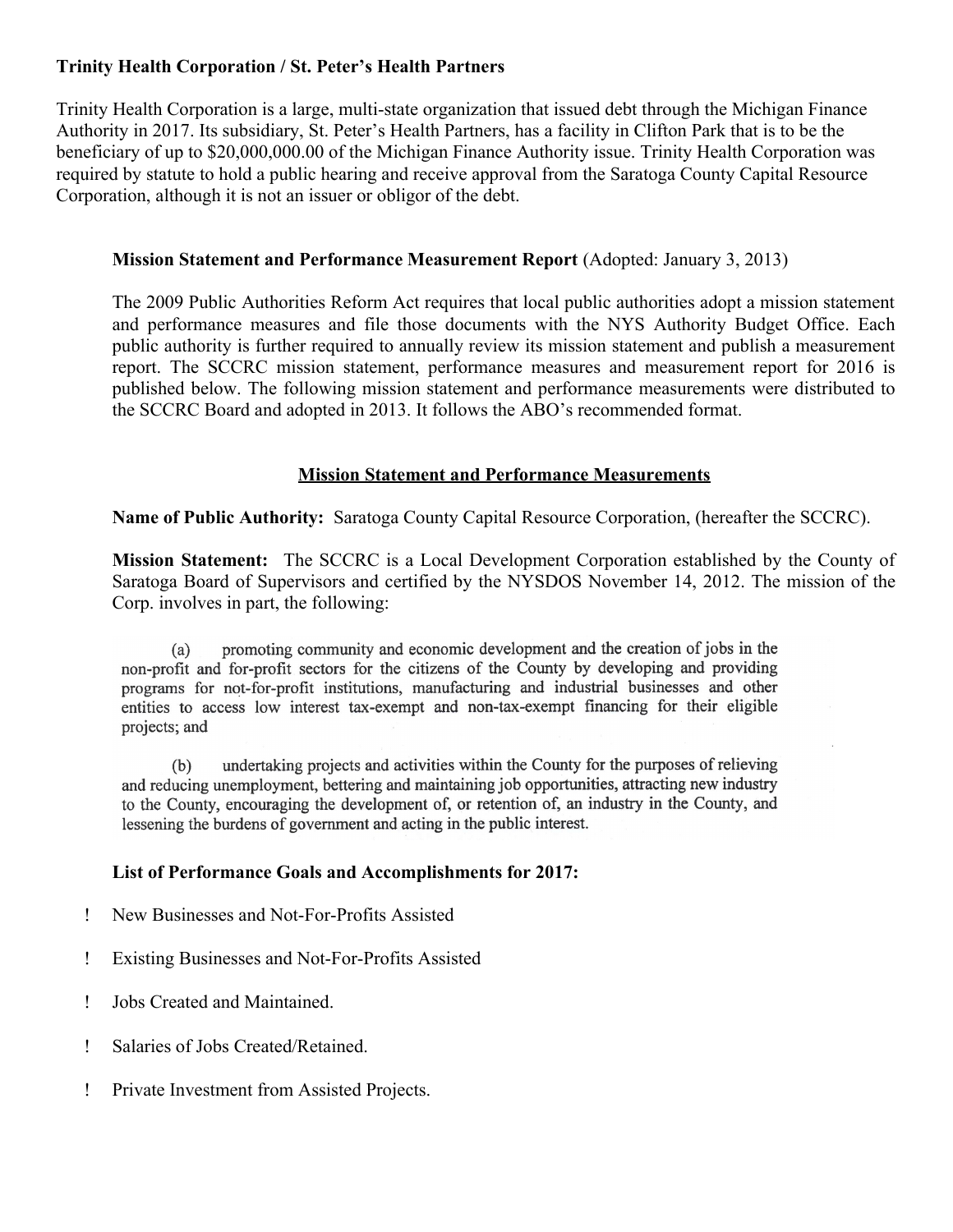**Trinity Health Corporation / St. Peter's Health Partners**

Trinity Health Corporation is a large, multi-state organization that issued debt through the Michigan Finance Authority in 2017. Its subsidiary, St. Peter's Health Partners, has a facility in Clifton Park that is to be the beneficiary of up to $20,000,000.00 of the Michigan Finance Authority issue. Trinity Health Corporation was required by statute to hold a public hearing and receive approval from the Saratoga County Capital Resource Corporation, although it is not an issuer or obligor of the debt.

**Mission Statement and Performance Measurement Report** (Adopted: January 3, 2013)

The 2009 Public Authorities Reform Act requires that local public authorities adopt a mission statement and performance measures and file those documents with the NYS Authority Budget Office. Each public authority is further required to annually review its mission statement and publish a measurement report. The SCCRC mission statement, performance measures and measurement report for 2016 is published below. The following mission statement and performance measurements were distributed to the SCCRC Board and adopted in 2013. It follows the ABO's recommended format.

## Mission Statement and Performance Measurements

**Name of Public Authority:** Saratoga County Capital Resource Corporation, (hereafter the SCCRC).

**Mission Statement:** The SCCRC is a Local Development Corporation established by the County of Saratoga Board of Supervisors and certified by the NYSDOS November 14, 2012. The mission of the Corp. involves in part, the following:

(a) promoting community and economic development and the creation of jobs in the non-profit and for-profit sectors for the citizens of the County by developing and providing programs for not-for-profit institutions, manufacturing and industrial businesses and other entities to access low interest tax-exempt and non-tax-exempt financing for their eligible projects; and

(b) undertaking projects and activities within the County for the purposes of relieving and reducing unemployment, bettering and maintaining job opportunities, attracting new industry to the County, encouraging the development of, or retention of, an industry in the County, and lessening the burdens of government and acting in the public interest.

**List of Performance Goals and Accomplishments for 2017:**

- New Businesses and Not-For-Profits Assisted
- Existing Businesses and Not-For-Profits Assisted
- Jobs Created and Maintained.
- Salaries of Jobs Created/Retained.
- Private Investment from Assisted Projects.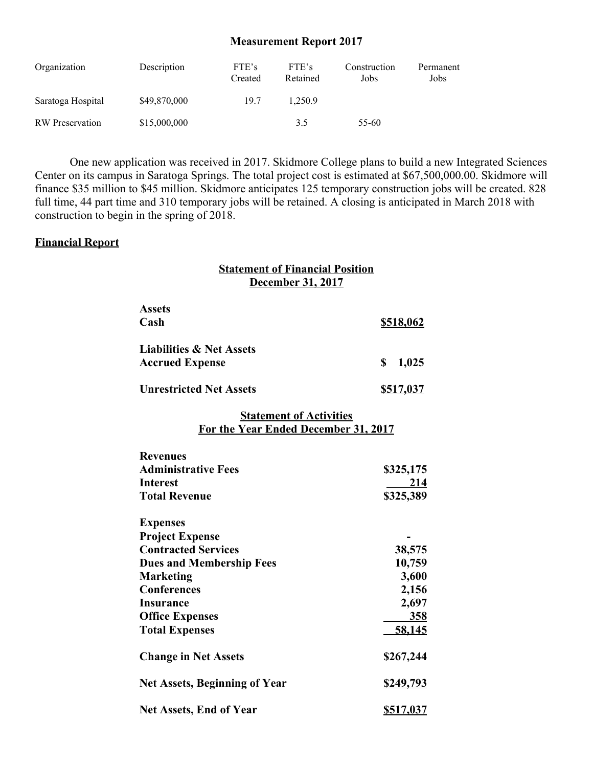## Measurement Report 2017

| Organization | Description | FTE's Created | FTE's Retained | Construction Jobs | Permanent Jobs |
|---|---|---|---|---|---|
| Saratoga Hospital | $49,870,000 | 19.7 | 1,250.9 | | |
| RW Preservation | $15,000,000 | | 3.5 | 55-60 | |

One new application was received in 2017. Skidmore College plans to build a new Integrated Sciences Center on its campus in Saratoga Springs. The total project cost is estimated at $67,500,000.00. Skidmore will finance $35 million to $45 million. Skidmore anticipates 125 temporary construction jobs will be created. 828 full time, 44 part time and 310 temporary jobs will be retained. A closing is anticipated in March 2018 with construction to begin in the spring of 2018.

## Financial Report

### Statement of Financial Position
### December 31, 2017

| | |
|---|---|
| **Assets** | |
| **Cash** | **$518,062** |
| **Liabilities & Net Assets** | |
| **Accrued Expense** | **$ 1,025** |
| **Unrestricted Net Assets** | **$517,037** |

### Statement of Activities
### For the Year Ended December 31, 2017

| | |
|---|---|
| **Revenues** | |
| **Administrative Fees** | **$325,175** |
| **Interest** | **214** |
| **Total Revenue** | **$325,389** |
| **Expenses** | |
| **Project Expense** | **-** |
| **Contracted Services** | **38,575** |
| **Dues and Membership Fees** | **10,759** |
| **Marketing** | **3,600** |
| **Conferences** | **2,156** |
| **Insurance** | **2,697** |
| **Office Expenses** | **358** |
| **Total Expenses** | **58,145** |
| **Change in Net Assets** | **$267,244** |
| **Net Assets, Beginning of Year** | **$249,793** |
| **Net Assets, End of Year** | **$517,037** |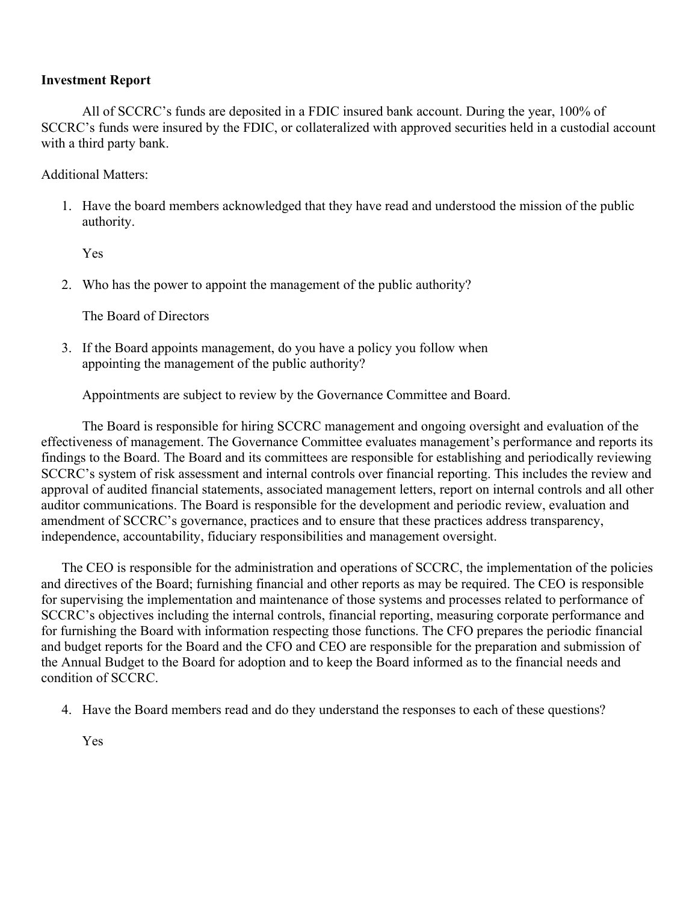**Investment Report**

All of SCCRC's funds are deposited in a FDIC insured bank account. During the year, 100% of SCCRC's funds were insured by the FDIC, or collateralized with approved securities held in a custodial account with a third party bank.

Additional Matters:

1. Have the board members acknowledged that they have read and understood the mission of the public authority.

   Yes

2. Who has the power to appoint the management of the public authority?

   The Board of Directors

3. If the Board appoints management, do you have a policy you follow when appointing the management of the public authority?

   Appointments are subject to review by the Governance Committee and Board.

The Board is responsible for hiring SCCRC management and ongoing oversight and evaluation of the effectiveness of management. The Governance Committee evaluates management's performance and reports its findings to the Board. The Board and its committees are responsible for establishing and periodically reviewing SCCRC's system of risk assessment and internal controls over financial reporting. This includes the review and approval of audited financial statements, associated management letters, report on internal controls and all other auditor communications. The Board is responsible for the development and periodic review, evaluation and amendment of SCCRC's governance, practices and to ensure that these practices address transparency, independence, accountability, fiduciary responsibilities and management oversight.

The CEO is responsible for the administration and operations of SCCRC, the implementation of the policies and directives of the Board; furnishing financial and other reports as may be required. The CEO is responsible for supervising the implementation and maintenance of those systems and processes related to performance of SCCRC's objectives including the internal controls, financial reporting, measuring corporate performance and for furnishing the Board with information respecting those functions. The CFO prepares the periodic financial and budget reports for the Board and the CFO and CEO are responsible for the preparation and submission of the Annual Budget to the Board for adoption and to keep the Board informed as to the financial needs and condition of SCCRC.

4. Have the Board members read and do they understand the responses to each of these questions?

   Yes